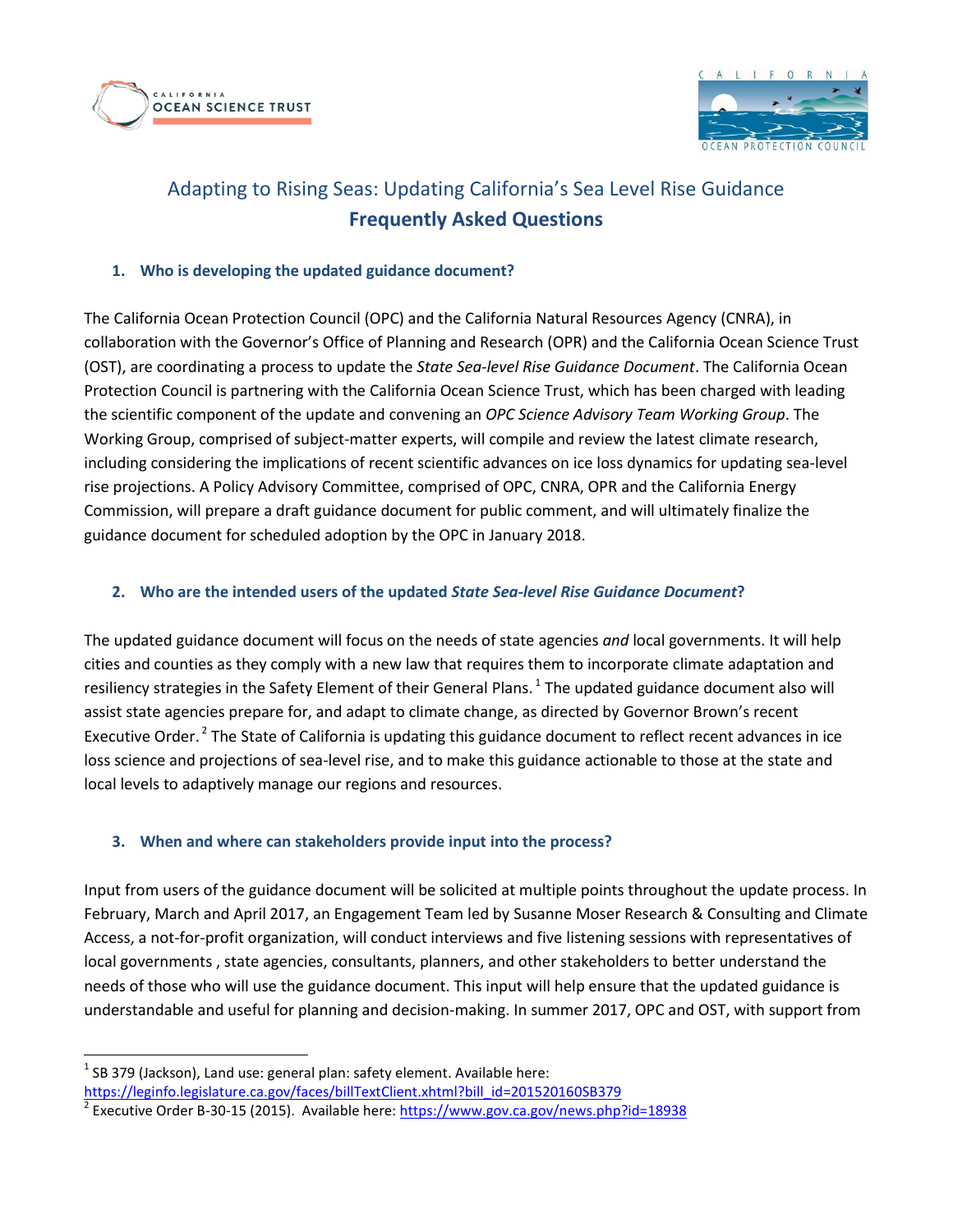# Adapting to Rising Seas: Updating California's Sea Level Rise Guidance

## Frequently Asked Questions

### 1. Who is developing the updated guidance document?

The California Ocean Protection Council (OPC) and the California Natural Resources Agency (CNRA), in collaboration with the Governor's Office of Planning and Research (OPR) and the California Ocean Science Trust (OST), are coordinating a process to update the *State Sea-level Rise Guidance Document*. The California Ocean Protection Council is partnering with the California Ocean Science Trust, which has been charged with leading the scientific component of the update and convening an *OPC Science Advisory Team Working Group*. The Working Group, comprised of subject-matter experts, will compile and review the latest climate research, including considering the implications of recent scientific advances on ice loss dynamics for updating sea-level rise projections. A Policy Advisory Committee, comprised of OPC, CNRA, OPR and the California Energy Commission, will prepare a draft guidance document for public comment, and will ultimately finalize the guidance document for scheduled adoption by the OPC in January 2018.

### 2. Who are the intended users of the updated *State Sea-level Rise Guidance Document*?

The updated guidance document will focus on the needs of state agencies *and* local governments. It will help cities and counties as they comply with a new law that requires them to incorporate climate adaptation and resiliency strategies in the Safety Element of their General Plans.[1] The updated guidance document also will assist state agencies prepare for, and adapt to climate change, as directed by Governor Brown's recent Executive Order.[2] The State of California is updating this guidance document to reflect recent advances in ice loss science and projections of sea-level rise, and to make this guidance actionable to those at the state and local levels to adaptively manage our regions and resources.

### 3. When and where can stakeholders provide input into the process?

Input from users of the guidance document will be solicited at multiple points throughout the update process. In February, March and April 2017, an Engagement Team led by Susanne Moser Research & Consulting and Climate Access, a not-for-profit organization, will conduct interviews and five listening sessions with representatives of local governments , state agencies, consultants, planners, and other stakeholders to better understand the needs of those who will use the guidance document. This input will help ensure that the updated guidance is understandable and useful for planning and decision-making. In summer 2017, OPC and OST, with support from

---

[1] SB 379 (Jackson), Land use: general plan: safety element. Available here: https://leginfo.legislature.ca.gov/faces/billTextClient.xhtml?bill_id=201520160SB379

[2] Executive Order B-30-15 (2015). Available here: https://www.gov.ca.gov/news.php?id=18938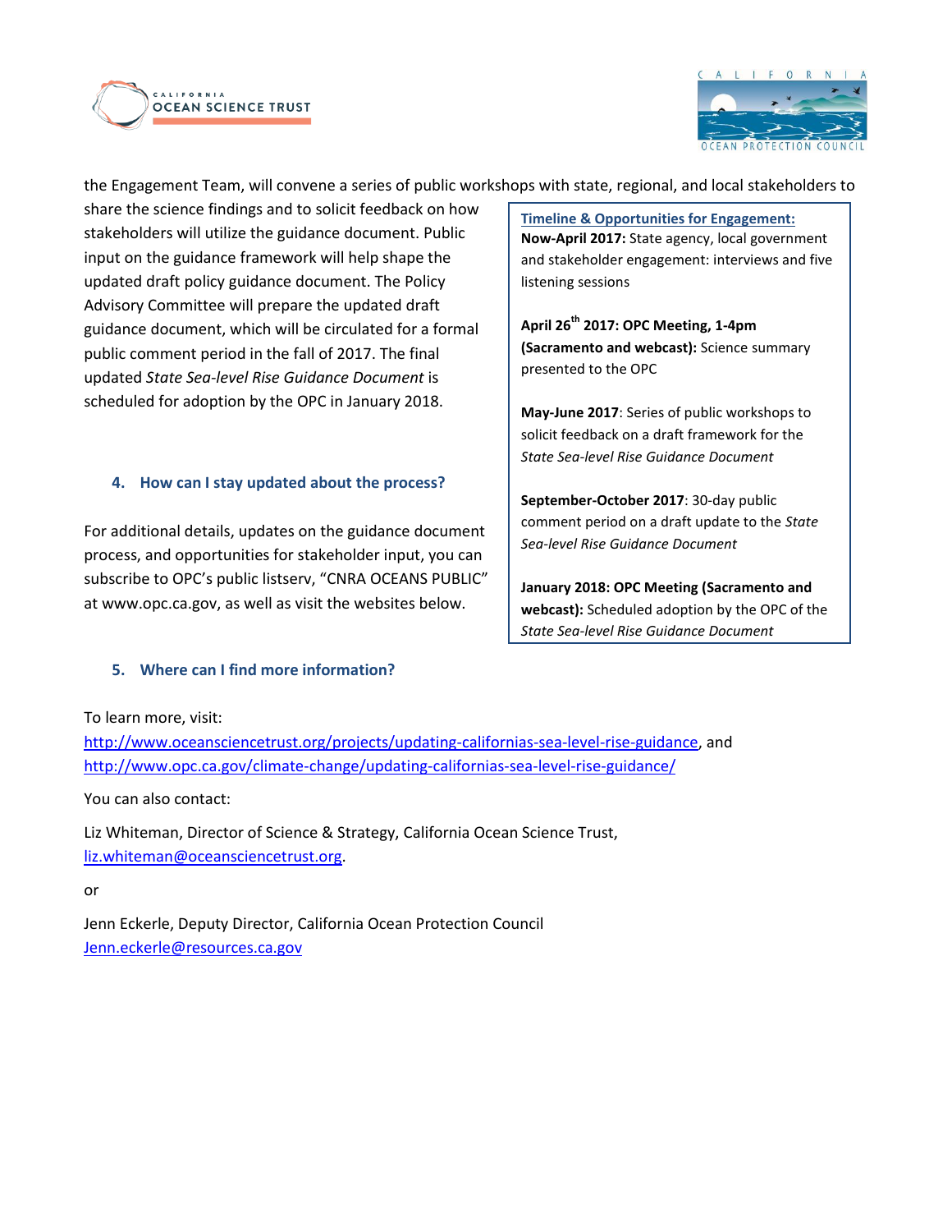the Engagement Team, will convene a series of public workshops with state, regional, and local stakeholders to share the science findings and to solicit feedback on how stakeholders will utilize the guidance document. Public input on the guidance framework will help shape the updated draft policy guidance document. The Policy Advisory Committee will prepare the updated draft guidance document, which will be circulated for a formal public comment period in the fall of 2017. The final updated *State Sea-level Rise Guidance Document* is scheduled for adoption by the OPC in January 2018.

**Timeline & Opportunities for Engagement:**

**Now-April 2017:** State agency, local government and stakeholder engagement: interviews and five listening sessions

**April 26th 2017: OPC Meeting, 1-4pm (Sacramento and webcast):** Science summary presented to the OPC

**May-June 2017**: Series of public workshops to solicit feedback on a draft framework for the *State Sea-level Rise Guidance Document*

**September-October 2017**: 30-day public comment period on a draft update to the *State Sea-level Rise Guidance Document*

**January 2018: OPC Meeting (Sacramento and webcast):** Scheduled adoption by the OPC of the *State Sea-level Rise Guidance Document*

### 4. How can I stay updated about the process?

For additional details, updates on the guidance document process, and opportunities for stakeholder input, you can subscribe to OPC's public listserv, "CNRA OCEANS PUBLIC" at www.opc.ca.gov, as well as visit the websites below.

### 5. Where can I find more information?

To learn more, visit:
http://www.oceansciencetrust.org/projects/updating-californias-sea-level-rise-guidance, and
http://www.opc.ca.gov/climate-change/updating-californias-sea-level-rise-guidance/

You can also contact:

Liz Whiteman, Director of Science & Strategy, California Ocean Science Trust,
liz.whiteman@oceansciencetrust.org.

or

Jenn Eckerle, Deputy Director, California Ocean Protection Council
Jenn.eckerle@resources.ca.gov